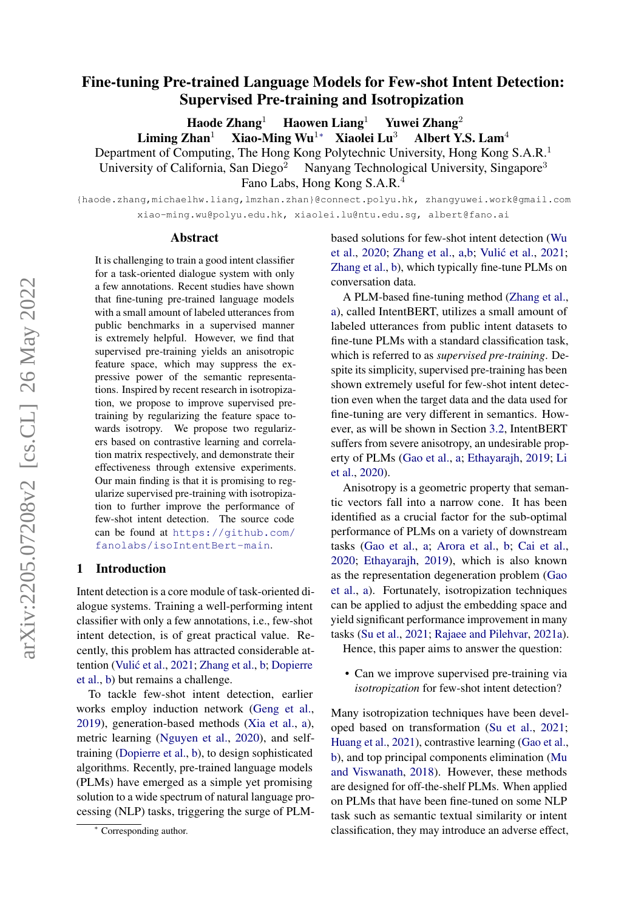# Fine-tuning Pre-trained Language Models for Few-shot Intent Detection: Supervised Pre-training and Isotropization

**Haode Zhang**[1] **Haowen Liang**[1] **Yuwei Zhang**[2]
**Liming Zhan**[1] **Xiao-Ming Wu**[1*] **Xiaolei Lu**[3] **Albert Y.S. Lam**[4]

Department of Computing, The Hong Kong Polytechnic University, Hong Kong S.A.R.[1]
University of California, San Diego[2] Nanyang Technological University, Singapore[3]
Fano Labs, Hong Kong S.A.R.[4]

{haode.zhang,michaelhw.liang,lmzhan.zhan}@connect.polyu.hk, zhangyuwei.work@gmail.com
xiao-ming.wu@polyu.edu.hk, xiaolei.lu@ntu.edu.sg, albert@fano.ai

## Abstract

It is challenging to train a good intent classifier for a task-oriented dialogue system with only a few annotations. Recent studies have shown that fine-tuning pre-trained language models with a small amount of labeled utterances from public benchmarks in a supervised manner is extremely helpful. However, we find that supervised pre-training yields an anisotropic feature space, which may suppress the expressive power of the semantic representations. Inspired by recent research in isotropization, we propose to improve supervised pre-training by regularizing the feature space towards isotropy. We propose two regularizers based on contrastive learning and correlation matrix respectively, and demonstrate their effectiveness through extensive experiments. Our main finding is that it is promising to regularize supervised pre-training with isotropization to further improve the performance of few-shot intent detection. The source code can be found at https://github.com/fanolabs/isoIntentBert-main.

## 1 Introduction

Intent detection is a core module of task-oriented dialogue systems. Training a well-performing intent classifier with only a few annotations, i.e., few-shot intent detection, is of great practical value. Recently, this problem has attracted considerable attention (Vulić et al., 2021; Zhang et al., b; Dopierre et al., b) but remains a challenge.

To tackle few-shot intent detection, earlier works employ induction network (Geng et al., 2019), generation-based methods (Xia et al., a), metric learning (Nguyen et al., 2020), and self-training (Dopierre et al., b), to design sophisticated algorithms. Recently, pre-trained language models (PLMs) have emerged as a simple yet promising solution to a wide spectrum of natural language processing (NLP) tasks, triggering the surge of PLM-based solutions for few-shot intent detection (Wu et al., 2020; Zhang et al., a,b; Vulić et al., 2021; Zhang et al., b), which typically fine-tune PLMs on conversation data.

A PLM-based fine-tuning method (Zhang et al., a), called IntentBERT, utilizes a small amount of labeled utterances from public intent datasets to fine-tune PLMs with a standard classification task, which is referred to as *supervised pre-training*. Despite its simplicity, supervised pre-training has been shown extremely useful for few-shot intent detection even when the target data and the data used for fine-tuning are very different in semantics. However, as will be shown in Section 3.2, IntentBERT suffers from severe anisotropy, an undesirable property of PLMs (Gao et al., a; Ethayarajh, 2019; Li et al., 2020).

Anisotropy is a geometric property that semantic vectors fall into a narrow cone. It has been identified as a crucial factor for the sub-optimal performance of PLMs on a variety of downstream tasks (Gao et al., a; Arora et al., b; Cai et al., 2020; Ethayarajh, 2019), which is also known as the representation degeneration problem (Gao et al., a). Fortunately, isotropization techniques can be applied to adjust the embedding space and yield significant performance improvement in many tasks (Su et al., 2021; Rajaee and Pilehvar, 2021a).

Hence, this paper aims to answer the question:

- Can we improve supervised pre-training via *isotropization* for few-shot intent detection?

Many isotropization techniques have been developed based on transformation (Su et al., 2021; Huang et al., 2021), contrastive learning (Gao et al., b), and top principal components elimination (Mu and Viswanath, 2018). However, these methods are designed for off-the-shelf PLMs. When applied on PLMs that have been fine-tuned on some NLP task such as semantic textual similarity or intent classification, they may introduce an adverse effect,

[*] Corresponding author.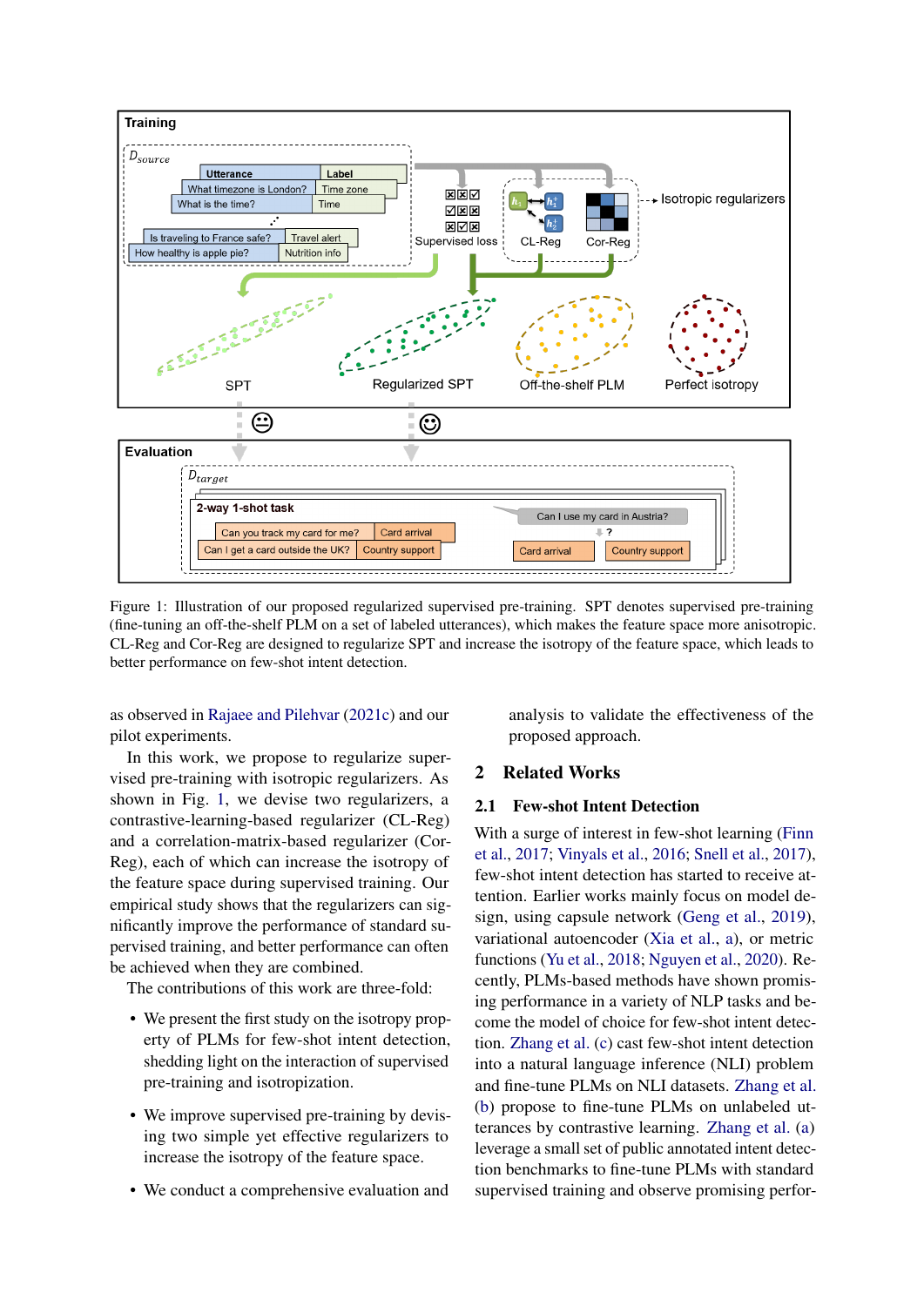Figure 1: Illustration of our proposed regularized supervised pre-training. SPT denotes supervised pre-training (fine-tuning an off-the-shelf PLM on a set of labeled utterances), which makes the feature space more anisotropic. CL-Reg and Cor-Reg are designed to regularize SPT and increase the isotropy of the feature space, which leads to better performance on few-shot intent detection.

as observed in Rajaee and Pilehvar (2021c) and our pilot experiments.

In this work, we propose to regularize supervised pre-training with isotropic regularizers. As shown in Fig. 1, we devise two regularizers, a contrastive-learning-based regularizer (CL-Reg) and a correlation-matrix-based regularizer (Cor-Reg), each of which can increase the isotropy of the feature space during supervised training. Our empirical study shows that the regularizers can significantly improve the performance of standard supervised training, and better performance can often be achieved when they are combined.

The contributions of this work are three-fold:

- We present the first study on the isotropy property of PLMs for few-shot intent detection, shedding light on the interaction of supervised pre-training and isotropization.
- We improve supervised pre-training by devising two simple yet effective regularizers to increase the isotropy of the feature space.
- We conduct a comprehensive evaluation and analysis to validate the effectiveness of the proposed approach.

## 2 Related Works

### 2.1 Few-shot Intent Detection

With a surge of interest in few-shot learning (Finn et al., 2017; Vinyals et al., 2016; Snell et al., 2017), few-shot intent detection has started to receive attention. Earlier works mainly focus on model design, using capsule network (Geng et al., 2019), variational autoencoder (Xia et al., a), or metric functions (Yu et al., 2018; Nguyen et al., 2020). Recently, PLMs-based methods have shown promising performance in a variety of NLP tasks and become the model of choice for few-shot intent detection. Zhang et al. (c) cast few-shot intent detection into a natural language inference (NLI) problem and fine-tune PLMs on NLI datasets. Zhang et al. (b) propose to fine-tune PLMs on unlabeled utterances by contrastive learning. Zhang et al. (a) leverage a small set of public annotated intent detection benchmarks to fine-tune PLMs with standard supervised training and observe promising perfor-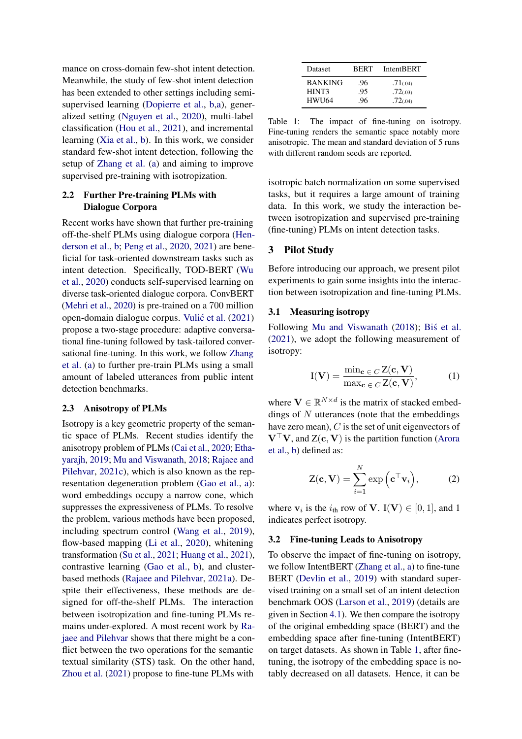mance on cross-domain few-shot intent detection. Meanwhile, the study of few-shot intent detection has been extended to other settings including semi-supervised learning (Dopierre et al., b,a), generalized setting (Nguyen et al., 2020), multi-label classification (Hou et al., 2021), and incremental learning (Xia et al., b). In this work, we consider standard few-shot intent detection, following the setup of Zhang et al. (a) and aiming to improve supervised pre-training with isotropization.

### 2.2 Further Pre-training PLMs with Dialogue Corpora

Recent works have shown that further pre-training off-the-shelf PLMs using dialogue corpora (Henderson et al., b; Peng et al., 2020, 2021) are beneficial for task-oriented downstream tasks such as intent detection. Specifically, TOD-BERT (Wu et al., 2020) conducts self-supervised learning on diverse task-oriented dialogue corpora. ConvBERT (Mehri et al., 2020) is pre-trained on a 700 million open-domain dialogue corpus. Vulić et al. (2021) propose a two-stage procedure: adaptive conversational fine-tuning followed by task-tailored conversational fine-tuning. In this work, we follow Zhang et al. (a) to further pre-train PLMs using a small amount of labeled utterances from public intent detection benchmarks.

### 2.3 Anisotropy of PLMs

Isotropy is a key geometric property of the semantic space of PLMs. Recent studies identify the anisotropy problem of PLMs (Cai et al., 2020; Ethayarajh, 2019; Mu and Viswanath, 2018; Rajaee and Pilehvar, 2021c), which is also known as the representation degeneration problem (Gao et al., a): word embeddings occupy a narrow cone, which suppresses the expressiveness of PLMs. To resolve the problem, various methods have been proposed, including spectrum control (Wang et al., 2019), flow-based mapping (Li et al., 2020), whitening transformation (Su et al., 2021; Huang et al., 2021), contrastive learning (Gao et al., b), and cluster-based methods (Rajaee and Pilehvar, 2021a). Despite their effectiveness, these methods are designed for off-the-shelf PLMs. The interaction between isotropization and fine-tuning PLMs remains under-explored. A most recent work by Rajaee and Pilehvar shows that there might be a conflict between the two operations for the semantic textual similarity (STS) task. On the other hand, Zhou et al. (2021) propose to fine-tune PLMs with isotropic batch normalization on some supervised tasks, but it requires a large amount of training data. In this work, we study the interaction between isotropization and supervised pre-training (fine-tuning) PLMs on intent detection tasks.

| Dataset | BERT | IntentBERT |
|---|---|---|
| BANKING | .96 | .71$_{(.04)}$ |
| HINT3 | .95 | .72$_{(.03)}$ |
| HWU64 | .96 | .72$_{(.04)}$ |

Table 1: The impact of fine-tuning on isotropy. Fine-tuning renders the semantic space notably more anisotropic. The mean and standard deviation of 5 runs with different random seeds are reported.

## 3 Pilot Study

Before introducing our approach, we present pilot experiments to gain some insights into the interaction between isotropization and fine-tuning PLMs.

### 3.1 Measuring isotropy

Following Mu and Viswanath (2018); Biś et al. (2021), we adopt the following measurement of isotropy:

$$\mathrm{I}(\mathbf{V}) = \frac{\min_{\mathbf{c} \in C} \mathrm{Z}(\mathbf{c}, \mathbf{V})}{\max_{\mathbf{c} \in C} \mathrm{Z}(\mathbf{c}, \mathbf{V})}, \tag{1}$$

where $\mathbf{V} \in \mathbb{R}^{N \times d}$ is the matrix of stacked embeddings of $N$ utterances (note that the embeddings have zero mean), $C$ is the set of unit eigenvectors of $\mathbf{V}^\top \mathbf{V}$, and $\mathrm{Z}(\mathbf{c}, \mathbf{V})$ is the partition function (Arora et al., b) defined as:

$$\mathrm{Z}(\mathbf{c}, \mathbf{V}) = \sum_{i=1}^{N} \exp\left(\mathbf{c}^\top \mathbf{v}_i\right), \tag{2}$$

where $\mathbf{v}_i$ is the $i_{\text{th}}$ row of $\mathbf{V}$. $\mathrm{I}(\mathbf{V}) \in [0, 1]$, and 1 indicates perfect isotropy.

### 3.2 Fine-tuning Leads to Anisotropy

To observe the impact of fine-tuning on isotropy, we follow IntentBERT (Zhang et al., a) to fine-tune BERT (Devlin et al., 2019) with standard supervised training on a small set of an intent detection benchmark OOS (Larson et al., 2019) (details are given in Section 4.1). We then compare the isotropy of the original embedding space (BERT) and the embedding space after fine-tuning (IntentBERT) on target datasets. As shown in Table 1, after fine-tuning, the isotropy of the embedding space is notably decreased on all datasets. Hence, it can be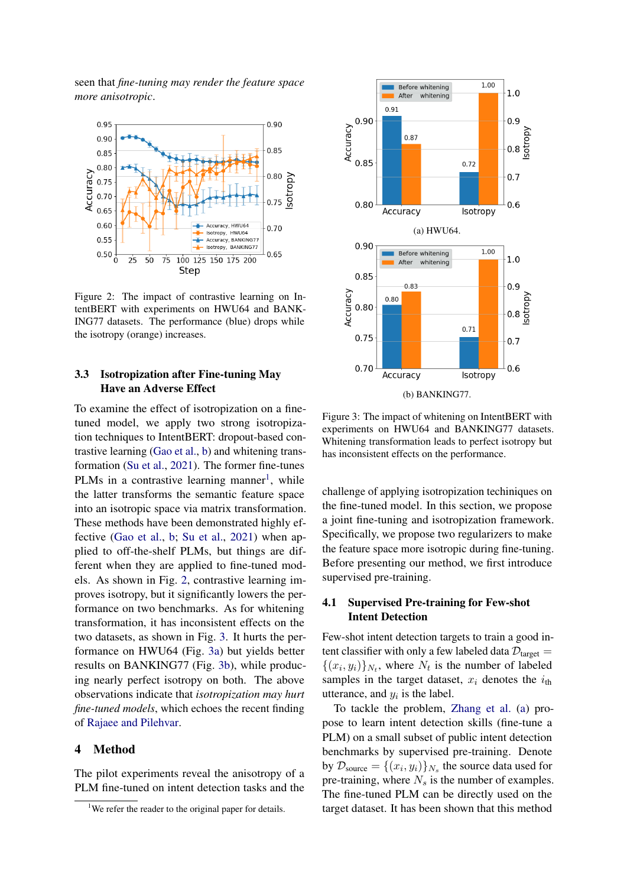seen that *fine-tuning may render the feature space more anisotropic*.

Figure 2: The impact of contrastive learning on IntentBERT with experiments on HWU64 and BANKING77 datasets. The performance (blue) drops while the isotropy (orange) increases.

### 3.3 Isotropization after Fine-tuning May Have an Adverse Effect

To examine the effect of isotropization on a fine-tuned model, we apply two strong isotropization techniques to IntentBERT: dropout-based contrastive learning (Gao et al., b) and whitening transformation (Su et al., 2021). The former fine-tunes PLMs in a contrastive learning manner[1], while the latter transforms the semantic feature space into an isotropic space via matrix transformation. These methods have been demonstrated highly effective (Gao et al., b; Su et al., 2021) when applied to off-the-shelf PLMs, but things are different when they are applied to fine-tuned models. As shown in Fig. 2, contrastive learning improves isotropy, but it significantly lowers the performance on two benchmarks. As for whitening transformation, it has inconsistent effects on the two datasets, as shown in Fig. 3. It hurts the performance on HWU64 (Fig. 3a) but yields better results on BANKING77 (Fig. 3b), while producing nearly perfect isotropy on both. The above observations indicate that *isotropization may hurt fine-tuned models*, which echoes the recent finding of Rajaee and Pilehvar.

(a) HWU64.

(b) BANKING77.

Figure 3: The impact of whitening on IntentBERT with experiments on HWU64 and BANKING77 datasets. Whitening transformation leads to perfect isotropy but has inconsistent effects on the performance.

## 4 Method

The pilot experiments reveal the anisotropy of a PLM fine-tuned on intent detection tasks and the challenge of applying isotropization techiniques on the fine-tuned model. In this section, we propose a joint fine-tuning and isotropization framework. Specifically, we propose two regularizers to make the feature space more isotropic during fine-tuning. Before presenting our method, we first introduce supervised pre-training.

### 4.1 Supervised Pre-training for Few-shot Intent Detection

Few-shot intent detection targets to train a good intent classifier with only a few labeled data $\mathcal{D}_{\text{target}} = \{(x_i, y_i)\}_{N_t}$, where $N_t$ is the number of labeled samples in the target dataset, $x_i$ denotes the $i_{\text{th}}$ utterance, and $y_i$ is the label.

To tackle the problem, Zhang et al. (a) propose to learn intent detection skills (fine-tune a PLM) on a small subset of public intent detection benchmarks by supervised pre-training. Denote by $\mathcal{D}_{\text{source}} = \{(x_i, y_i)\}_{N_s}$ the source data used for pre-training, where $N_s$ is the number of examples. The fine-tuned PLM can be directly used on the target dataset. It has been shown that this method

[1] We refer the reader to the original paper for details.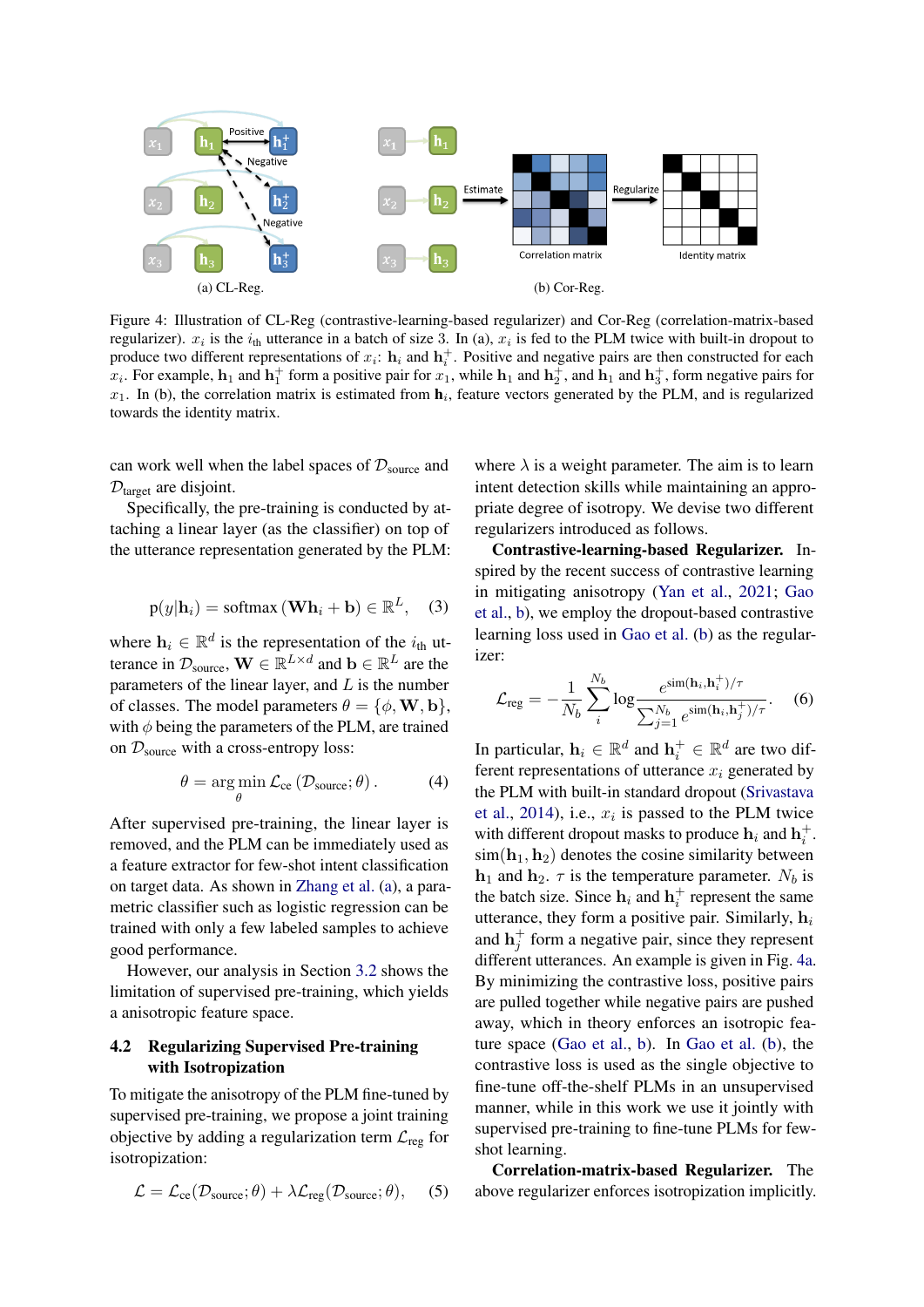Figure 4: Illustration of CL-Reg (contrastive-learning-based regularizer) and Cor-Reg (correlation-matrix-based regularizer). $x_i$ is the $i_{\text{th}}$ utterance in a batch of size 3. In (a), $x_i$ is fed to the PLM twice with built-in dropout to produce two different representations of $x_i$: $\mathbf{h}_i$ and $\mathbf{h}_i^+$. Positive and negative pairs are then constructed for each $x_i$. For example, $\mathbf{h}_1$ and $\mathbf{h}_1^+$ form a positive pair for $x_1$, while $\mathbf{h}_1$ and $\mathbf{h}_2^+$, and $\mathbf{h}_1$ and $\mathbf{h}_3^+$, form negative pairs for $x_1$. In (b), the correlation matrix is estimated from $\mathbf{h}_i$, feature vectors generated by the PLM, and is regularized towards the identity matrix.

can work well when the label spaces of $\mathcal{D}_{\text{source}}$ and $\mathcal{D}_{\text{target}}$ are disjoint.

Specifically, the pre-training is conducted by attaching a linear layer (as the classifier) on top of the utterance representation generated by the PLM:

$$\mathrm{p}(y|\mathbf{h}_i) = \operatorname{softmax}\left(\mathbf{W}\mathbf{h}_i + \mathbf{b}\right) \in \mathbb{R}^L, \quad (3)$$

where $\mathbf{h}_i \in \mathbb{R}^d$ is the representation of the $i_{\text{th}}$ utterance in $\mathcal{D}_{\text{source}}$, $\mathbf{W} \in \mathbb{R}^{L\times d}$ and $\mathbf{b} \in \mathbb{R}^L$ are the parameters of the linear layer, and $L$ is the number of classes. The model parameters $\theta = \{\phi, \mathbf{W}, \mathbf{b}\}$, with $\phi$ being the parameters of the PLM, are trained on $\mathcal{D}_{\text{source}}$ with a cross-entropy loss:

$$\theta = \arg\min_{\theta} \mathcal{L}_{\text{ce}}\left(\mathcal{D}_{\text{source}}; \theta\right). \quad (4)$$

After supervised pre-training, the linear layer is removed, and the PLM can be immediately used as a feature extractor for few-shot intent classification on target data. As shown in Zhang et al. (a), a parametric classifier such as logistic regression can be trained with only a few labeled samples to achieve good performance.

However, our analysis in Section 3.2 shows the limitation of supervised pre-training, which yields a anisotropic feature space.

## 4.2 Regularizing Supervised Pre-training with Isotropization

To mitigate the anisotropy of the PLM fine-tuned by supervised pre-training, we propose a joint training objective by adding a regularization term $\mathcal{L}_{\text{reg}}$ for isotropization:

$$\mathcal{L} = \mathcal{L}_{\text{ce}}(\mathcal{D}_{\text{source}}; \theta) + \lambda \mathcal{L}_{\text{reg}}(\mathcal{D}_{\text{source}}; \theta), \quad (5)$$

where $\lambda$ is a weight parameter. The aim is to learn intent detection skills while maintaining an appropriate degree of isotropy. We devise two different regularizers introduced as follows.

**Contrastive-learning-based Regularizer.** Inspired by the recent success of contrastive learning in mitigating anisotropy (Yan et al., 2021; Gao et al., b), we employ the dropout-based contrastive learning loss used in Gao et al. (b) as the regularizer:

$$\mathcal{L}_{\text{reg}} = -\frac{1}{N_b}\sum_{i}^{N_b} \log \frac{e^{\operatorname{sim}(\mathbf{h}_i, \mathbf{h}_i^+)/\tau}}{\sum_{j=1}^{N_b} e^{\operatorname{sim}(\mathbf{h}_i, \mathbf{h}_j^+)/\tau}}. \quad (6)$$

In particular, $\mathbf{h}_i \in \mathbb{R}^d$ and $\mathbf{h}_i^+ \in \mathbb{R}^d$ are two different representations of utterance $x_i$ generated by the PLM with built-in standard dropout (Srivastava et al., 2014), i.e., $x_i$ is passed to the PLM twice with different dropout masks to produce $\mathbf{h}_i$ and $\mathbf{h}_i^+$. $\operatorname{sim}(\mathbf{h}_1, \mathbf{h}_2)$ denotes the cosine similarity between $\mathbf{h}_1$ and $\mathbf{h}_2$. $\tau$ is the temperature parameter. $N_b$ is the batch size. Since $\mathbf{h}_i$ and $\mathbf{h}_i^+$ represent the same utterance, they form a positive pair. Similarly, $\mathbf{h}_i$ and $\mathbf{h}_j^+$ form a negative pair, since they represent different utterances. An example is given in Fig. 4a. By minimizing the contrastive loss, positive pairs are pulled together while negative pairs are pushed away, which in theory enforces an isotropic feature space (Gao et al., b). In Gao et al. (b), the contrastive loss is used as the single objective to fine-tune off-the-shelf PLMs in an unsupervised manner, while in this work we use it jointly with supervised pre-training to fine-tune PLMs for few-shot learning.

**Correlation-matrix-based Regularizer.** The above regularizer enforces isotropization implicitly.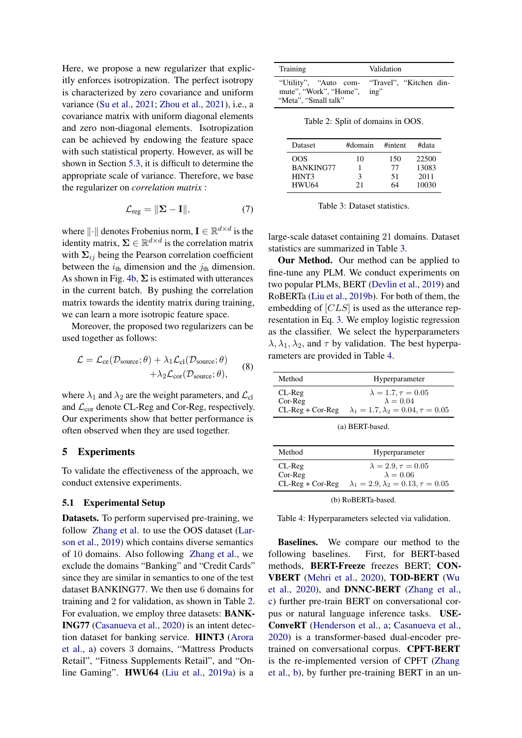Here, we propose a new regularizer that explicitly enforces isotropization. The perfect isotropy is characterized by zero covariance and uniform variance (Su et al., 2021; Zhou et al., 2021), i.e., a covariance matrix with uniform diagonal elements and zero non-diagonal elements. Isotropization can be achieved by endowing the feature space with such statistical property. However, as will be shown in Section 5.3, it is difficult to determine the appropriate scale of variance. Therefore, we base the regularizer on *correlation matrix* :

$$\mathcal{L}_{\text{reg}} = \|\mathbf{\Sigma} - \mathbf{I}\|, \tag{7}$$

where $\|\cdot\|$ denotes Frobenius norm, $\mathbf{I} \in \mathbb{R}^{d \times d}$ is the identity matrix, $\mathbf{\Sigma} \in \mathbb{R}^{d \times d}$ is the correlation matrix with $\mathbf{\Sigma}_{ij}$ being the Pearson correlation coefficient between the $i_{\text{th}}$ dimension and the $j_{\text{th}}$ dimension. As shown in Fig. 4b, $\mathbf{\Sigma}$ is estimated with utterances in the current batch. By pushing the correlation matrix towards the identity matrix during training, we can learn a more isotropic feature space.

Moreover, the proposed two regularizers can be used together as follows:

$$\begin{aligned}\mathcal{L} = \mathcal{L}_{\text{ce}}(\mathcal{D}_{\text{source}};\theta) + \lambda_1 \mathcal{L}_{\text{cl}}(\mathcal{D}_{\text{source}};\theta) \\ + \lambda_2 \mathcal{L}_{\text{cor}}(\mathcal{D}_{\text{source}};\theta),\end{aligned} \tag{8}$$

where $\lambda_1$ and $\lambda_2$ are the weight parameters, and $\mathcal{L}_{\text{cl}}$ and $\mathcal{L}_{\text{cor}}$ denote CL-Reg and Cor-Reg, respectively. Our experiments show that better performance is often observed when they are used together.

## 5 Experiments

To validate the effectiveness of the approach, we conduct extensive experiments.

### 5.1 Experimental Setup

**Datasets.** To perform supervised pre-training, we follow Zhang et al. to use the OOS dataset (Larson et al., 2019) which contains diverse semantics of 10 domains. Also following Zhang et al., we exclude the domains "Banking" and "Credit Cards" since they are similar in semantics to one of the test dataset BANKING77. We then use 6 domains for training and 2 for validation, as shown in Table 2. For evaluation, we employ three datasets: **BANKING77** (Casanueva et al., 2020) is an intent detection dataset for banking service. **HINT3** (Arora et al., a) covers 3 domains, "Mattress Products Retail", "Fitness Supplements Retail", and "Online Gaming". **HWU64** (Liu et al., 2019a) is a large-scale dataset containing 21 domains. Dataset statistics are summarized in Table 3.

| Training | Validation |
|---|---|
| "Utility", "Auto commute", "Work", "Home", "Meta", "Small talk" | "Travel", "Kitchen dining" |

Table 2: Split of domains in OOS.

| Dataset | #domain | #intent | #data |
|---|---|---|---|
| OOS | 10 | 150 | 22500 |
| BANKING77 | 1 | 77 | 13083 |
| HINT3 | 3 | 51 | 2011 |
| HWU64 | 21 | 64 | 10030 |

Table 3: Dataset statistics.

**Our Method.** Our method can be applied to fine-tune any PLM. We conduct experiments on two popular PLMs, BERT (Devlin et al., 2019) and RoBERTa (Liu et al., 2019b). For both of them, the embedding of $[CLS]$ is used as the utterance representation in Eq. 3. We employ logistic regression as the classifier. We select the hyperparameters $\lambda, \lambda_1, \lambda_2$, and $\tau$ by validation. The best hyperparameters are provided in Table 4.

| Method | Hyperparameter |
|---|---|
| CL-Reg | $\lambda = 1.7, \tau = 0.05$ |
| Cor-Reg | $\lambda = 0.04$ |
| CL-Reg + Cor-Reg | $\lambda_1 = 1.7, \lambda_2 = 0.04, \tau = 0.05$ |

(a) BERT-based.

| Method | Hyperparameter |
|---|---|
| CL-Reg | $\lambda = 2.9, \tau = 0.05$ |
| Cor-Reg | $\lambda = 0.06$ |
| CL-Reg + Cor-Reg | $\lambda_1 = 2.9, \lambda_2 = 0.13, \tau = 0.05$ |

(b) RoBERTa-based.

Table 4: Hyperparameters selected via validation.

**Baselines.** We compare our method to the following baselines. First, for BERT-based methods, **BERT-Freeze** freezes BERT; **CONVBERT** (Mehri et al., 2020), **TOD-BERT** (Wu et al., 2020), and **DNNC-BERT** (Zhang et al., c) further pre-train BERT on conversational corpus or natural language inference tasks. **USE-ConveRT** (Henderson et al., a; Casanueva et al., 2020) is a transformer-based dual-encoder pre-trained on conversational corpus. **CPFT-BERT** is the re-implemented version of CPFT (Zhang et al., b), by further pre-training BERT in an un-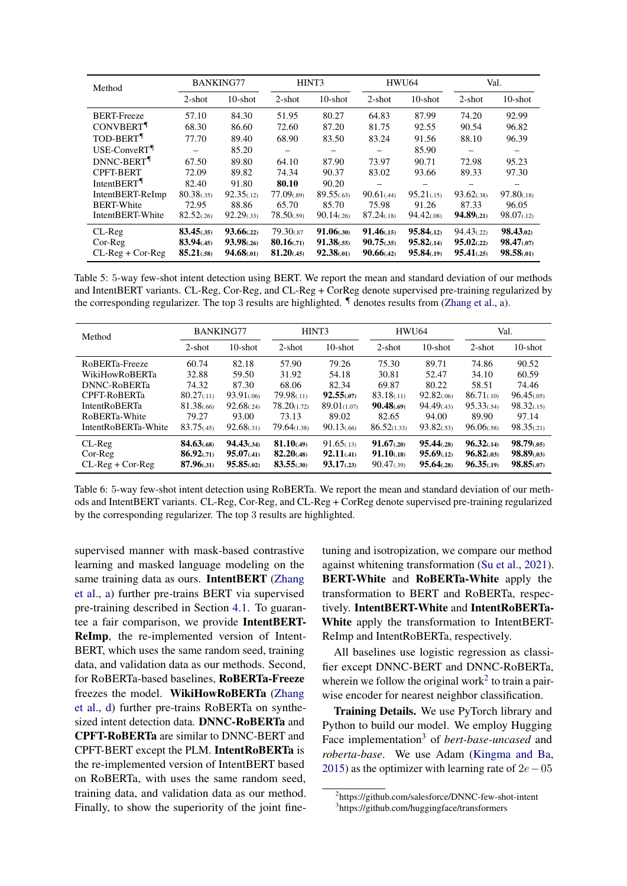| Method | BANKING77 | | HINT3 | | HWU64 | | Val. | |
|---|---|---|---|---|---|---|---|---|
| | 2-shot | 10-shot | 2-shot | 10-shot | 2-shot | 10-shot | 2-shot | 10-shot |
| BERT-Freeze | 57.10 | 84.30 | 51.95 | 80.27 | 64.83 | 87.99 | 74.20 | 92.99 |
| CONVBERT¶ | 68.30 | 86.60 | 72.60 | 87.20 | 81.75 | 92.55 | 90.54 | 96.82 |
| TOD-BERT¶ | 77.70 | 89.40 | 68.90 | 83.50 | 83.24 | 91.56 | 88.10 | 96.39 |
| USE-ConveRT¶ | – | 85.20 | – | – | – | 85.90 | – | – |
| DNNC-BERT¶ | 67.50 | 89.80 | 64.10 | 87.90 | 73.97 | 90.71 | 72.98 | 95.23 |
| CPFT-BERT | 72.09 | 89.82 | 74.34 | 90.37 | 83.02 | 93.66 | 89.33 | 97.30 |
| IntentBERT¶ | 82.40 | 91.80 | **80.10** | 90.20 | – | – | – | – |
| IntentBERT-ReImp | 80.38(.35) | 92.35(.12) | 77.09(.89) | 89.55(.63) | 90.61(.44) | 95.21(.15) | 93.62(.38) | 97.80(.18) |
| BERT-White | 72.95 | 88.86 | 65.70 | 85.70 | 75.98 | 91.26 | 87.33 | 96.05 |
| IntentBERT-White | 82.52(.26) | 92.29(.33) | 78.50(.59) | 90.14(.26) | 87.24(.18) | 94.42(.08) | **94.89(.21)** | 98.07(.12) |
| CL-Reg | **83.45(.35)** | **93.66(.22)** | 79.30(.87) | **91.06(.30)** | **91.46(.15)** | **95.84(.12)** | 94.43(.22) | **98.43(.02)** |
| Cor-Reg | **83.94(.45)** | **93.98(.26)** | **80.16(.71)** | **91.38(.55)** | **90.75(.35)** | **95.82(.14)** | **95.02(.22)** | **98.47(.07)** |
| CL-Reg + Cor-Reg | **85.21(.58)** | **94.68(.01)** | **81.20(.45)** | **92.38(.01)** | **90.66(.42)** | **95.84(.19)** | **95.41(.25)** | **98.58(.01)** |

Table 5: 5-way few-shot intent detection using BERT. We report the mean and standard deviation of our methods and IntentBERT variants. CL-Reg, Cor-Reg, and CL-Reg + CorReg denote supervised pre-training regularized by the corresponding regularizer. The top 3 results are highlighted. ¶ denotes results from (Zhang et al., a).

| Method | BANKING77 | | HINT3 | | HWU64 | | Val. | |
|---|---|---|---|---|---|---|---|---|
| | 2-shot | 10-shot | 2-shot | 10-shot | 2-shot | 10-shot | 2-shot | 10-shot |
| RoBERTa-Freeze | 60.74 | 82.18 | 57.90 | 79.26 | 75.30 | 89.71 | 74.86 | 90.52 |
| WikiHowRoBERTa | 32.88 | 59.50 | 31.92 | 54.18 | 30.81 | 52.47 | 34.10 | 60.59 |
| DNNC-RoBERTa | 74.32 | 87.30 | 68.06 | 82.34 | 69.87 | 80.22 | 58.51 | 74.46 |
| CPFT-RoBERTa | 80.27(.11) | 93.91(.06) | 79.98(.11) | **92.55(.07)** | 83.18(.11) | 92.82(.06) | 86.71(.10) | 96.45(.05) |
| IntentRoBERTa | 81.38(.66) | 92.68(.24) | 78.20(1.72) | 89.01(1.07) | **90.48(.69)** | 94.49(.43) | 95.33(.54) | 98.32(.15) |
| RoBERTa-White | 79.27 | 93.00 | 73.13 | 89.02 | 82.65 | 94.00 | 89.90 | 97.14 |
| IntentRoBERTa-White | 83.75(.45) | 92.68(.31) | 79.64(1.38) | 90.13(.66) | 86.52(1.33) | 93.82(.53) | 96.06(.58) | 98.35(.21) |
| CL-Reg | **84.63(.68)** | **94.43(.34)** | **81.10(.49)** | 91.65(.13) | **91.67(.20)** | **95.44(.28)** | **96.32(.14)** | **98.79(.05)** |
| Cor-Reg | **86.92(.71)** | **95.07(.41)** | **82.20(.48)** | **92.11(.41)** | **91.10(.18)** | **95.69(.12)** | **96.82(.03)** | **98.89(.03)** |
| CL-Reg + Cor-Reg | **87.96(.31)** | **95.85(.02)** | **83.55(.30)** | **93.17(.23)** | 90.47(.39) | **95.64(.28)** | **96.35(.19)** | **98.85(.07)** |

Table 6: 5-way few-shot intent detection using RoBERTa. We report the mean and standard deviation of our methods and IntentBERT variants. CL-Reg, Cor-Reg, and CL-Reg + CorReg denote supervised pre-training regularized by the corresponding regularizer. The top 3 results are highlighted.

supervised manner with mask-based contrastive learning and masked language modeling on the same training data as ours. **IntentBERT** (Zhang et al., a) further pre-trains BERT via supervised pre-training described in Section 4.1. To guarantee a fair comparison, we provide **IntentBERT-ReImp**, the re-implemented version of IntentBERT, which uses the same random seed, training data, and validation data as our methods. Second, for RoBERTa-based baselines, **RoBERTa-Freeze** freezes the model. **WikiHowRoBERTa** (Zhang et al., d) further pre-trains RoBERTa on synthesized intent detection data. **DNNC-RoBERTa** and **CPFT-RoBERTa** are similar to DNNC-BERT and CPFT-BERT except the PLM. **IntentRoBERTa** is the re-implemented version of IntentBERT based on RoBERTa, with uses the same random seed, training data, and validation data as our method. Finally, to show the superiority of the joint fine-tuning and isotropization, we compare our method against whitening transformation (Su et al., 2021). **BERT-White** and **RoBERTa-White** apply the transformation to BERT and RoBERTa, respectively. **IntentBERT-White** and **IntentRoBERTa-White** apply the transformation to IntentBERT-ReImp and IntentRoBERTa, respectively.

All baselines use logistic regression as classifier except DNNC-BERT and DNNC-RoBERTa, wherein we follow the original work[2] to train a pairwise encoder for nearest neighbor classification.

**Training Details.** We use PyTorch library and Python to build our model. We employ Hugging Face implementation[3] of *bert-base-uncased* and *roberta-base*. We use Adam (Kingma and Ba, 2015) as the optimizer with learning rate of $2e-05$

[2] https://github.com/salesforce/DNNC-few-shot-intent

[3] https://github.com/huggingface/transformers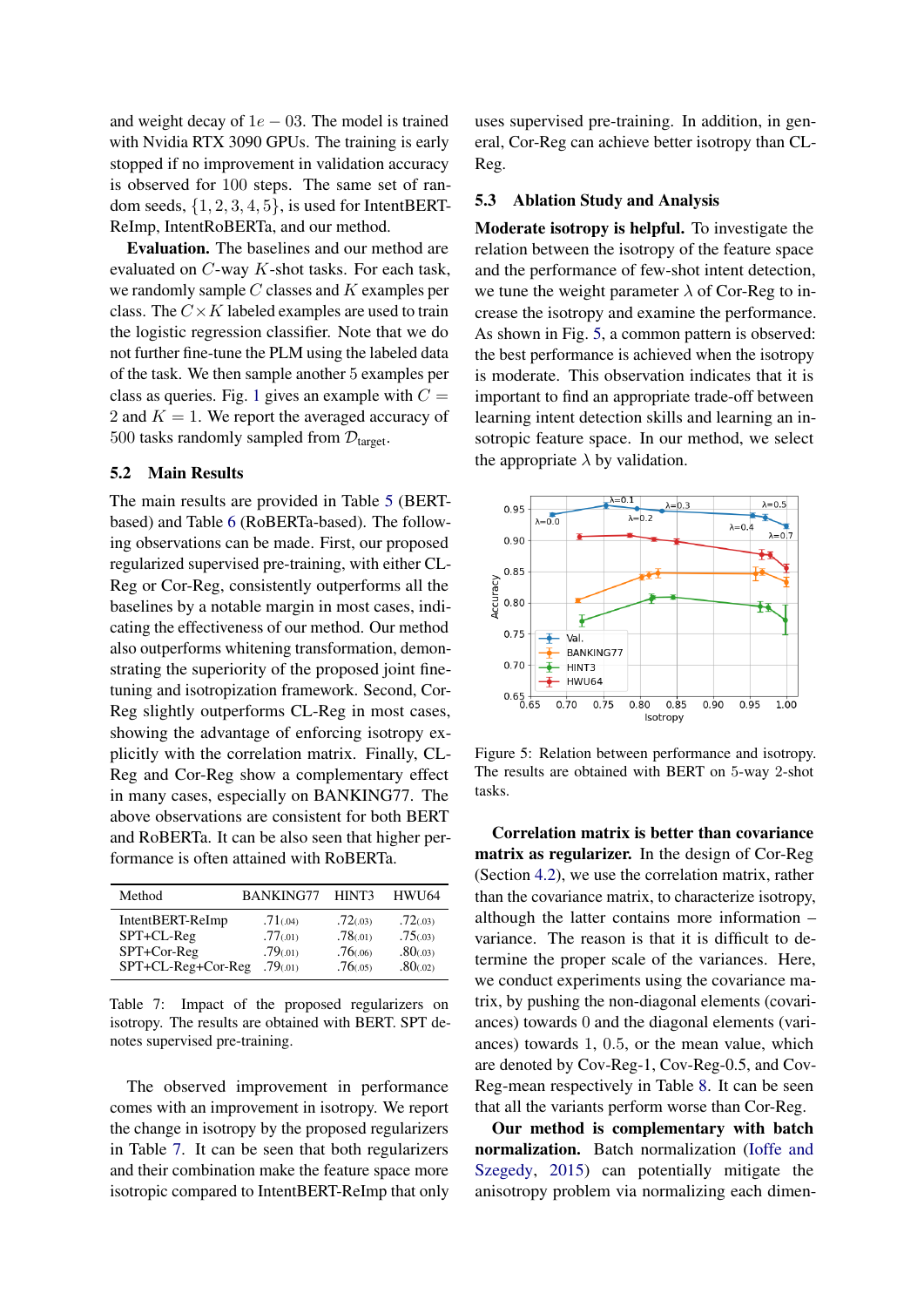and weight decay of $1e-03$. The model is trained with Nvidia RTX 3090 GPUs. The training is early stopped if no improvement in validation accuracy is observed for 100 steps. The same set of random seeds, $\{1, 2, 3, 4, 5\}$, is used for IntentBERT-ReImp, IntentRoBERTa, and our method.

**Evaluation.** The baselines and our method are evaluated on $C$-way $K$-shot tasks. For each task, we randomly sample $C$ classes and $K$ examples per class. The $C \times K$ labeled examples are used to train the logistic regression classifier. Note that we do not further fine-tune the PLM using the labeled data of the task. We then sample another 5 examples per class as queries. Fig. 1 gives an example with $C = 2$ and $K = 1$. We report the averaged accuracy of 500 tasks randomly sampled from $\mathcal{D}_{\text{target}}$.

## 5.2 Main Results

The main results are provided in Table 5 (BERT-based) and Table 6 (RoBERTa-based). The following observations can be made. First, our proposed regularized supervised pre-training, with either CL-Reg or Cor-Reg, consistently outperforms all the baselines by a notable margin in most cases, indicating the effectiveness of our method. Our method also outperforms whitening transformation, demonstrating the superiority of the proposed joint fine-tuning and isotropization framework. Second, Cor-Reg slightly outperforms CL-Reg in most cases, showing the advantage of enforcing isotropy explicitly with the correlation matrix. Finally, CL-Reg and Cor-Reg show a complementary effect in many cases, especially on BANKING77. The above observations are consistent for both BERT and RoBERTa. It can be also seen that higher performance is often attained with RoBERTa.

| Method | BANKING77 | HINT3 | HWU64 |
|---|---|---|---|
| IntentBERT-ReImp | $.71_{(.04)}$ | $.72_{(.03)}$ | $.72_{(.03)}$ |
| SPT+CL-Reg | $.77_{(.01)}$ | $.78_{(.01)}$ | $.75_{(.03)}$ |
| SPT+Cor-Reg | $.79_{(.01)}$ | $.76_{(.06)}$ | $.80_{(.03)}$ |
| SPT+CL-Reg+Cor-Reg | $.79_{(.01)}$ | $.76_{(.05)}$ | $.80_{(.02)}$ |

Table 7: Impact of the proposed regularizers on isotropy. The results are obtained with BERT. SPT denotes supervised pre-training.

The observed improvement in performance comes with an improvement in isotropy. We report the change in isotropy by the proposed regularizers in Table 7. It can be seen that both regularizers and their combination make the feature space more isotropic compared to IntentBERT-ReImp that only uses supervised pre-training. In addition, in general, Cor-Reg can achieve better isotropy than CL-Reg.

## 5.3 Ablation Study and Analysis

**Moderate isotropy is helpful.** To investigate the relation between the isotropy of the feature space and the performance of few-shot intent detection, we tune the weight parameter $\lambda$ of Cor-Reg to increase the isotropy and examine the performance. As shown in Fig. 5, a common pattern is observed: the best performance is achieved when the isotropy is moderate. This observation indicates that it is important to find an appropriate trade-off between learning intent detection skills and learning an insotropic feature space. In our method, we select the appropriate $\lambda$ by validation.

Figure 5: Relation between performance and isotropy. The results are obtained with BERT on 5-way 2-shot tasks.

**Correlation matrix is better than covariance matrix as regularizer.** In the design of Cor-Reg (Section 4.2), we use the correlation matrix, rather than the covariance matrix, to characterize isotropy, although the latter contains more information – variance. The reason is that it is difficult to determine the proper scale of the variances. Here, we conduct experiments using the covariance matrix, by pushing the non-diagonal elements (covariances) towards 0 and the diagonal elements (variances) towards 1, 0.5, or the mean value, which are denoted by Cov-Reg-1, Cov-Reg-0.5, and Cov-Reg-mean respectively in Table 8. It can be seen that all the variants perform worse than Cor-Reg.

**Our method is complementary with batch normalization.** Batch normalization (Ioffe and Szegedy, 2015) can potentially mitigate the anisotropy problem via normalizing each dimen-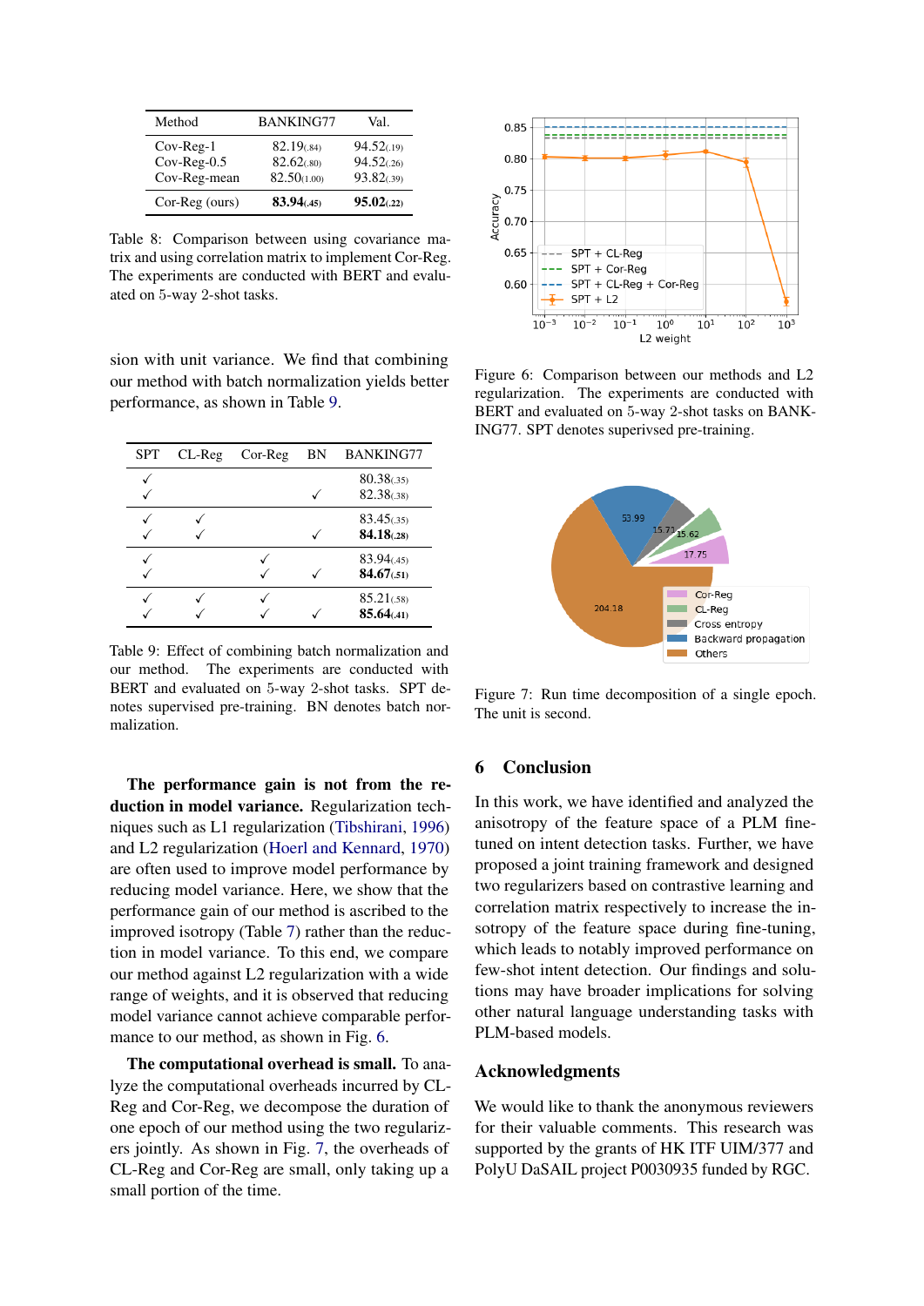| Method | BANKING77 | Val. |
|---|---|---|
| Cov-Reg-1 | 82.19(.84) | 94.52(.19) |
| Cov-Reg-0.5 | 82.62(.80) | 94.52(.26) |
| Cov-Reg-mean | 82.50(1.00) | 93.82(.39) |
| Cor-Reg (ours) | **83.94**(.45) | **95.02**(.22) |

Table 8: Comparison between using covariance matrix and using correlation matrix to implement Cor-Reg. The experiments are conducted with BERT and evaluated on 5-way 2-shot tasks.

sion with unit variance. We find that combining our method with batch normalization yields better performance, as shown in Table 9.

| SPT | CL-Reg | Cor-Reg | BN | BANKING77 |
|---|---|---|---|---|
| ✓ | | | | 80.38(.35) |
| ✓ | | | ✓ | 82.38(.38) |
| ✓ | ✓ | | | 83.45(.35) |
| ✓ | ✓ | | ✓ | **84.18**(.28) |
| ✓ | | ✓ | | 83.94(.45) |
| ✓ | | ✓ | ✓ | **84.67**(.51) |
| ✓ | ✓ | ✓ | | 85.21(.58) |
| ✓ | ✓ | ✓ | ✓ | **85.64**(.41) |

Table 9: Effect of combining batch normalization and our method. The experiments are conducted with BERT and evaluated on 5-way 2-shot tasks. SPT denotes supervised pre-training. BN denotes batch normalization.

**The performance gain is not from the reduction in model variance.** Regularization techniques such as L1 regularization (Tibshirani, 1996) and L2 regularization (Hoerl and Kennard, 1970) are often used to improve model performance by reducing model variance. Here, we show that the performance gain of our method is ascribed to the improved isotropy (Table 7) rather than the reduction in model variance. To this end, we compare our method against L2 regularization with a wide range of weights, and it is observed that reducing model variance cannot achieve comparable performance to our method, as shown in Fig. 6.

**The computational overhead is small.** To analyze the computational overheads incurred by CL-Reg and Cor-Reg, we decompose the duration of one epoch of our method using the two regularizers jointly. As shown in Fig. 7, the overheads of CL-Reg and Cor-Reg are small, only taking up a small portion of the time.

Figure 6: Comparison between our methods and L2 regularization. The experiments are conducted with BERT and evaluated on 5-way 2-shot tasks on BANKING77. SPT denotes superivsed pre-training.

Figure 7: Run time decomposition of a single epoch. The unit is second.

## 6 Conclusion

In this work, we have identified and analyzed the anisotropy of the feature space of a PLM fine-tuned on intent detection tasks. Further, we have proposed a joint training framework and designed two regularizers based on contrastive learning and correlation matrix respectively to increase the isotropy of the feature space during fine-tuning, which leads to notably improved performance on few-shot intent detection. Our findings and solutions may have broader implications for solving other natural language understanding tasks with PLM-based models.

## Acknowledgments

We would like to thank the anonymous reviewers for their valuable comments. This research was supported by the grants of HK ITF UIM/377 and PolyU DaSAIL project P0030935 funded by RGC.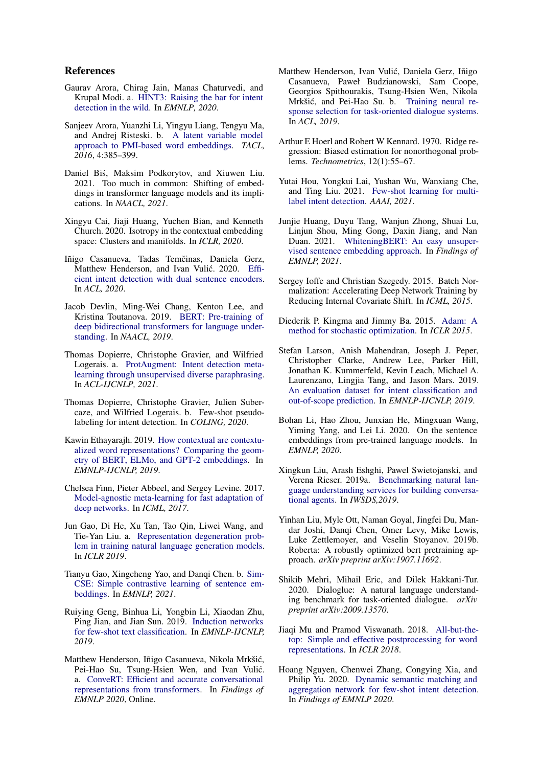## References

Gaurav Arora, Chirag Jain, Manas Chaturvedi, and Krupal Modi. a. HINT3: Raising the bar for intent detection in the wild. In *EMNLP, 2020*.

Sanjeev Arora, Yuanzhi Li, Yingyu Liang, Tengyu Ma, and Andrej Risteski. b. A latent variable model approach to PMI-based word embeddings. *TACL, 2016*, 4:385–399.

Daniel Biś, Maksim Podkorytov, and Xiuwen Liu. 2021. Too much in common: Shifting of embeddings in transformer language models and its implications. In *NAACL, 2021*.

Xingyu Cai, Jiaji Huang, Yuchen Bian, and Kenneth Church. 2020. Isotropy in the contextual embedding space: Clusters and manifolds. In *ICLR, 2020*.

Iñigo Casanueva, Tadas Temčinas, Daniela Gerz, Matthew Henderson, and Ivan Vulić. 2020. Efficient intent detection with dual sentence encoders. In *ACL, 2020*.

Jacob Devlin, Ming-Wei Chang, Kenton Lee, and Kristina Toutanova. 2019. BERT: Pre-training of deep bidirectional transformers for language understanding. In *NAACL, 2019*.

Thomas Dopierre, Christophe Gravier, and Wilfried Logerais. a. ProtAugment: Intent detection meta-learning through unsupervised diverse paraphrasing. In *ACL-IJCNLP, 2021*.

Thomas Dopierre, Christophe Gravier, Julien Subercaze, and Wilfried Logerais. b. Few-shot pseudo-labeling for intent detection. In *COLING, 2020*.

Kawin Ethayarajh. 2019. How contextual are contextualized word representations? Comparing the geometry of BERT, ELMo, and GPT-2 embeddings. In *EMNLP-IJCNLP, 2019*.

Chelsea Finn, Pieter Abbeel, and Sergey Levine. 2017. Model-agnostic meta-learning for fast adaptation of deep networks. In *ICML, 2017*.

Jun Gao, Di He, Xu Tan, Tao Qin, Liwei Wang, and Tie-Yan Liu. a. Representation degeneration problem in training natural language generation models. In *ICLR 2019*.

Tianyu Gao, Xingcheng Yao, and Danqi Chen. b. SimCSE: Simple contrastive learning of sentence embeddings. In *EMNLP, 2021*.

Ruiying Geng, Binhua Li, Yongbin Li, Xiaodan Zhu, Ping Jian, and Jian Sun. 2019. Induction networks for few-shot text classification. In *EMNLP-IJCNLP, 2019*.

Matthew Henderson, Iñigo Casanueva, Nikola Mrkšić, Pei-Hao Su, Tsung-Hsien Wen, and Ivan Vulić. a. ConveRT: Efficient and accurate conversational representations from transformers. In *Findings of EMNLP 2020*, Online.

Matthew Henderson, Ivan Vulić, Daniela Gerz, Iñigo Casanueva, Paweł Budzianowski, Sam Coope, Georgios Spithourakis, Tsung-Hsien Wen, Nikola Mrkšić, and Pei-Hao Su. b. Training neural response selection for task-oriented dialogue systems. In *ACL, 2019*.

Arthur E Hoerl and Robert W Kennard. 1970. Ridge regression: Biased estimation for nonorthogonal problems. *Technometrics*, 12(1):55–67.

Yutai Hou, Yongkui Lai, Yushan Wu, Wanxiang Che, and Ting Liu. 2021. Few-shot learning for multi-label intent detection. *AAAI, 2021*.

Junjie Huang, Duyu Tang, Wanjun Zhong, Shuai Lu, Linjun Shou, Ming Gong, Daxin Jiang, and Nan Duan. 2021. WhiteningBERT: An easy unsupervised sentence embedding approach. In *Findings of EMNLP, 2021*.

Sergey Ioffe and Christian Szegedy. 2015. Batch Normalization: Accelerating Deep Network Training by Reducing Internal Covariate Shift. In *ICML, 2015*.

Diederik P. Kingma and Jimmy Ba. 2015. Adam: A method for stochastic optimization. In *ICLR 2015*.

Stefan Larson, Anish Mahendran, Joseph J. Peper, Christopher Clarke, Andrew Lee, Parker Hill, Jonathan K. Kummerfeld, Kevin Leach, Michael A. Laurenzano, Lingjia Tang, and Jason Mars. 2019. An evaluation dataset for intent classification and out-of-scope prediction. In *EMNLP-IJCNLP, 2019*.

Bohan Li, Hao Zhou, Junxian He, Mingxuan Wang, Yiming Yang, and Lei Li. 2020. On the sentence embeddings from pre-trained language models. In *EMNLP, 2020*.

Xingkun Liu, Arash Eshghi, Pawel Swietojanski, and Verena Rieser. 2019a. Benchmarking natural language understanding services for building conversational agents. In *IWSDS,2019*.

Yinhan Liu, Myle Ott, Naman Goyal, Jingfei Du, Mandar Joshi, Danqi Chen, Omer Levy, Mike Lewis, Luke Zettlemoyer, and Veselin Stoyanov. 2019b. Roberta: A robustly optimized bert pretraining approach. *arXiv preprint arXiv:1907.11692*.

Shikib Mehri, Mihail Eric, and Dilek Hakkani-Tur. 2020. Dialoglue: A natural language understanding benchmark for task-oriented dialogue. *arXiv preprint arXiv:2009.13570*.

Jiaqi Mu and Pramod Viswanath. 2018. All-but-the-top: Simple and effective postprocessing for word representations. In *ICLR 2018*.

Hoang Nguyen, Chenwei Zhang, Congying Xia, and Philip Yu. 2020. Dynamic semantic matching and aggregation network for few-shot intent detection. In *Findings of EMNLP 2020*.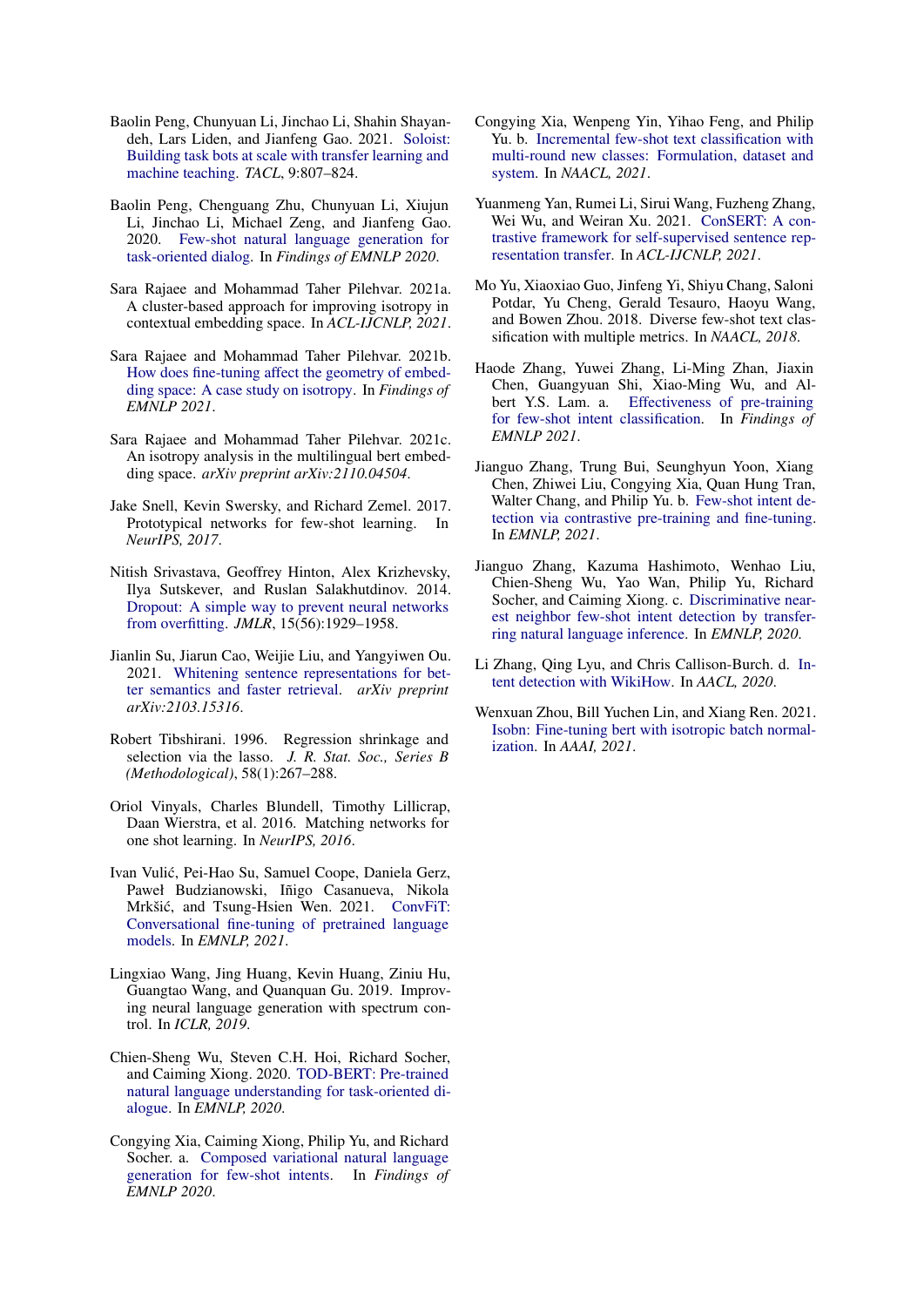Baolin Peng, Chunyuan Li, Jinchao Li, Shahin Shayandeh, Lars Liden, and Jianfeng Gao. 2021. Soloist: Building task bots at scale with transfer learning and machine teaching. *TACL*, 9:807–824.

Baolin Peng, Chenguang Zhu, Chunyuan Li, Xiujun Li, Jinchao Li, Michael Zeng, and Jianfeng Gao. 2020. Few-shot natural language generation for task-oriented dialog. In *Findings of EMNLP 2020*.

Sara Rajaee and Mohammad Taher Pilehvar. 2021a. A cluster-based approach for improving isotropy in contextual embedding space. In *ACL-IJCNLP, 2021*.

Sara Rajaee and Mohammad Taher Pilehvar. 2021b. How does fine-tuning affect the geometry of embedding space: A case study on isotropy. In *Findings of EMNLP 2021*.

Sara Rajaee and Mohammad Taher Pilehvar. 2021c. An isotropy analysis in the multilingual bert embedding space. *arXiv preprint arXiv:2110.04504*.

Jake Snell, Kevin Swersky, and Richard Zemel. 2017. Prototypical networks for few-shot learning. In *NeurIPS, 2017*.

Nitish Srivastava, Geoffrey Hinton, Alex Krizhevsky, Ilya Sutskever, and Ruslan Salakhutdinov. 2014. Dropout: A simple way to prevent neural networks from overfitting. *JMLR*, 15(56):1929–1958.

Jianlin Su, Jiarun Cao, Weijie Liu, and Yangyiwen Ou. 2021. Whitening sentence representations for better semantics and faster retrieval. *arXiv preprint arXiv:2103.15316*.

Robert Tibshirani. 1996. Regression shrinkage and selection via the lasso. *J. R. Stat. Soc., Series B (Methodological)*, 58(1):267–288.

Oriol Vinyals, Charles Blundell, Timothy Lillicrap, Daan Wierstra, et al. 2016. Matching networks for one shot learning. In *NeurIPS, 2016*.

Ivan Vulić, Pei-Hao Su, Samuel Coope, Daniela Gerz, Paweł Budzianowski, Iñigo Casanueva, Nikola Mrkšić, and Tsung-Hsien Wen. 2021. ConvFiT: Conversational fine-tuning of pretrained language models. In *EMNLP, 2021*.

Lingxiao Wang, Jing Huang, Kevin Huang, Ziniu Hu, Guangtao Wang, and Quanquan Gu. 2019. Improving neural language generation with spectrum control. In *ICLR, 2019*.

Chien-Sheng Wu, Steven C.H. Hoi, Richard Socher, and Caiming Xiong. 2020. TOD-BERT: Pre-trained natural language understanding for task-oriented dialogue. In *EMNLP, 2020*.

Congying Xia, Caiming Xiong, Philip Yu, and Richard Socher. a. Composed variational natural language generation for few-shot intents. In *Findings of EMNLP 2020*.

Congying Xia, Wenpeng Yin, Yihao Feng, and Philip Yu. b. Incremental few-shot text classification with multi-round new classes: Formulation, dataset and system. In *NAACL, 2021*.

Yuanmeng Yan, Rumei Li, Sirui Wang, Fuzheng Zhang, Wei Wu, and Weiran Xu. 2021. ConSERT: A contrastive framework for self-supervised sentence representation transfer. In *ACL-IJCNLP, 2021*.

Mo Yu, Xiaoxiao Guo, Jinfeng Yi, Shiyu Chang, Saloni Potdar, Yu Cheng, Gerald Tesauro, Haoyu Wang, and Bowen Zhou. 2018. Diverse few-shot text classification with multiple metrics. In *NAACL, 2018*.

Haode Zhang, Yuwei Zhang, Li-Ming Zhan, Jiaxin Chen, Guangyuan Shi, Xiao-Ming Wu, and Albert Y.S. Lam. a. Effectiveness of pre-training for few-shot intent classification. In *Findings of EMNLP 2021*.

Jianguo Zhang, Trung Bui, Seunghyun Yoon, Xiang Chen, Zhiwei Liu, Congying Xia, Quan Hung Tran, Walter Chang, and Philip Yu. b. Few-shot intent detection via contrastive pre-training and fine-tuning. In *EMNLP, 2021*.

Jianguo Zhang, Kazuma Hashimoto, Wenhao Liu, Chien-Sheng Wu, Yao Wan, Philip Yu, Richard Socher, and Caiming Xiong. c. Discriminative nearest neighbor few-shot intent detection by transferring natural language inference. In *EMNLP, 2020*.

Li Zhang, Qing Lyu, and Chris Callison-Burch. d. Intent detection with WikiHow. In *AACL, 2020*.

Wenxuan Zhou, Bill Yuchen Lin, and Xiang Ren. 2021. Isobn: Fine-tuning bert with isotropic batch normalization. In *AAAI, 2021*.